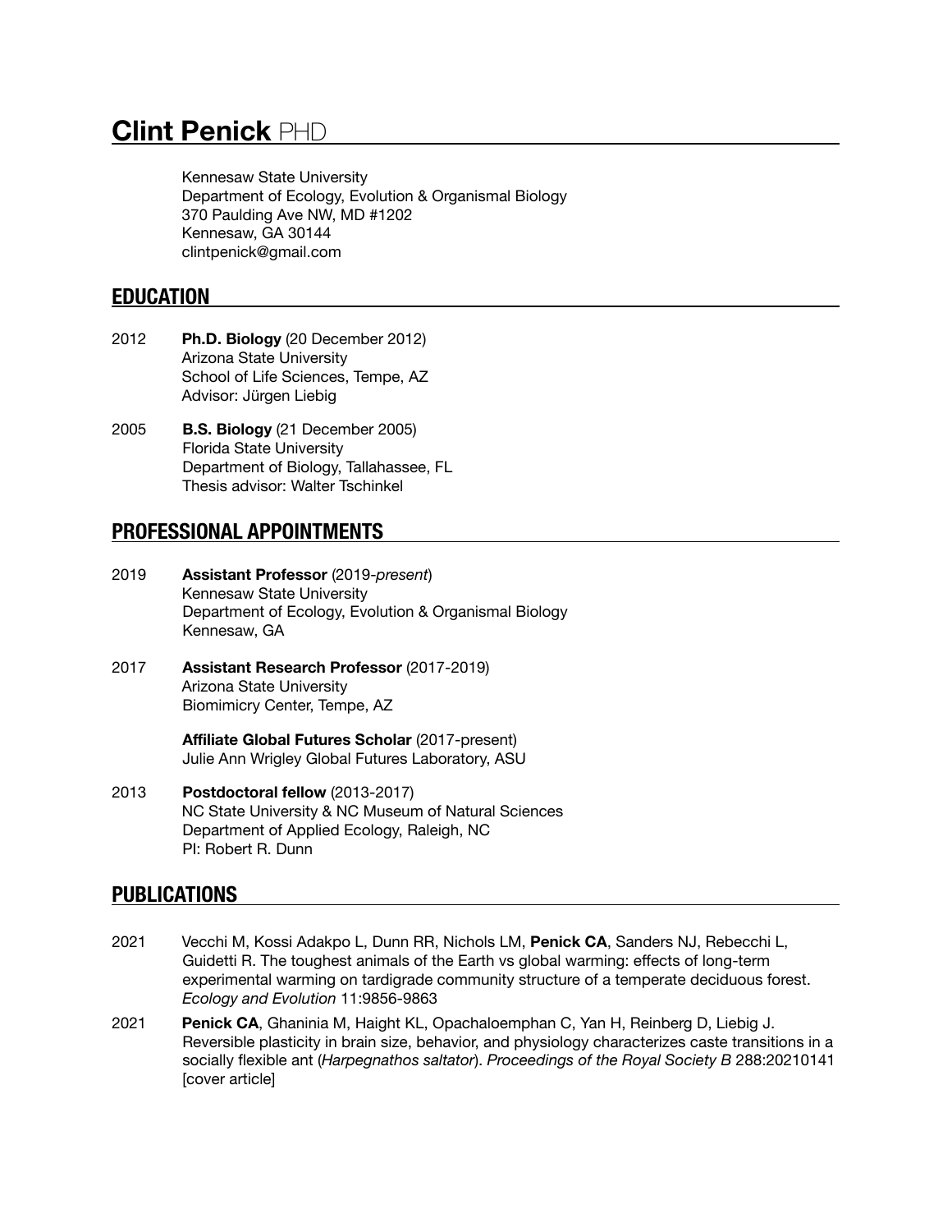# **Clint Penick** PHD

Kennesaw State University
Department of Ecology, Evolution & Organismal Biology
370 Paulding Ave NW, MD #1202
Kennesaw, GA 30144
clintpenick@gmail.com

## EDUCATION

2012 **Ph.D. Biology** (20 December 2012)
Arizona State University
School of Life Sciences, Tempe, AZ
Advisor: Jürgen Liebig

2005 **B.S. Biology** (21 December 2005)
Florida State University
Department of Biology, Tallahassee, FL
Thesis advisor: Walter Tschinkel

## PROFESSIONAL APPOINTMENTS

2019 **Assistant Professor** (2019-*present*)
Kennesaw State University
Department of Ecology, Evolution & Organismal Biology
Kennesaw, GA

2017 **Assistant Research Professor** (2017-2019)
Arizona State University
Biomimicry Center, Tempe, AZ

**Affiliate Global Futures Scholar** (2017-present)
Julie Ann Wrigley Global Futures Laboratory, ASU

2013 **Postdoctoral fellow** (2013-2017)
NC State University & NC Museum of Natural Sciences
Department of Applied Ecology, Raleigh, NC
PI: Robert R. Dunn

## PUBLICATIONS

2021 Vecchi M, Kossi Adakpo L, Dunn RR, Nichols LM, **Penick CA**, Sanders NJ, Rebecchi L, Guidetti R. The toughest animals of the Earth vs global warming: effects of long-term experimental warming on tardigrade community structure of a temperate deciduous forest. *Ecology and Evolution* 11:9856-9863

2021 **Penick CA**, Ghaninia M, Haight KL, Opachaloemphan C, Yan H, Reinberg D, Liebig J. Reversible plasticity in brain size, behavior, and physiology characterizes caste transitions in a socially flexible ant (*Harpegnathos saltator*). *Proceedings of the Royal Society B* 288:20210141 [cover article]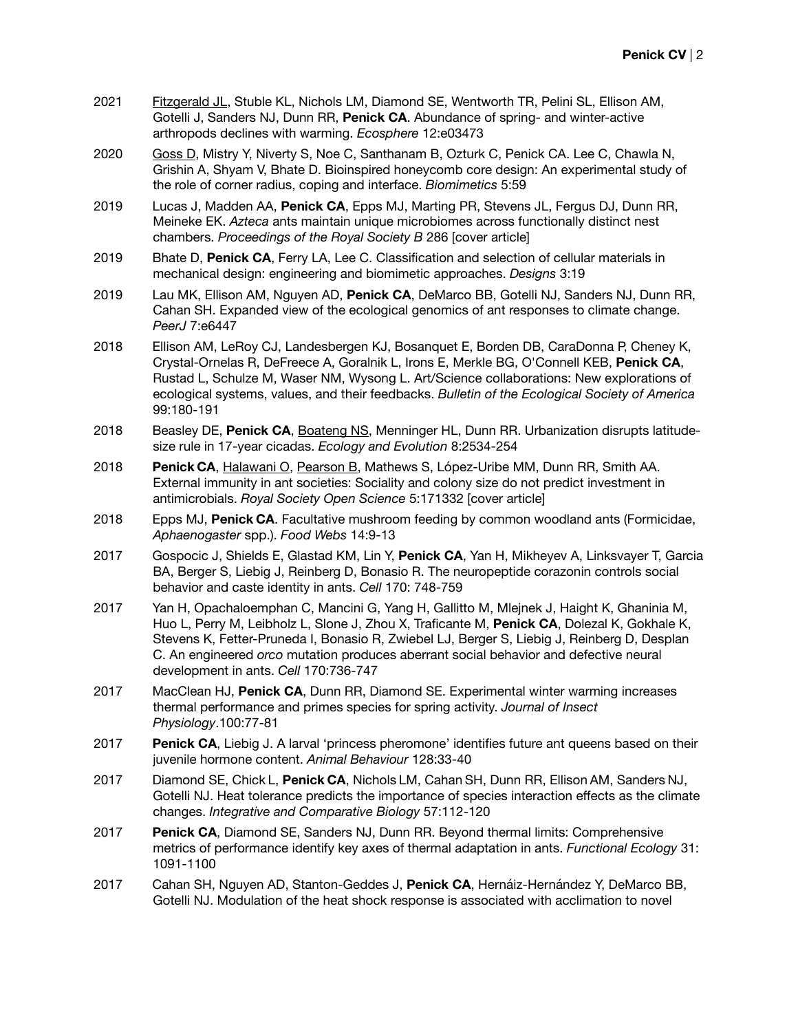2021 <u>Fitzgerald JL</u>, Stuble KL, Nichols LM, Diamond SE, Wentworth TR, Pelini SL, Ellison AM, Gotelli J, Sanders NJ, Dunn RR, **Penick CA**. Abundance of spring- and winter-active arthropods declines with warming. *Ecosphere* 12:e03473

2020 <u>Goss D</u>, Mistry Y, Niverty S, Noe C, Santhanam B, Ozturk C, Penick CA. Lee C, Chawla N, Grishin A, Shyam V, Bhate D. Bioinspired honeycomb core design: An experimental study of the role of corner radius, coping and interface. *Biomimetics* 5:59

2019 Lucas J, Madden AA, **Penick CA**, Epps MJ, Marting PR, Stevens JL, Fergus DJ, Dunn RR, Meineke EK. *Azteca* ants maintain unique microbiomes across functionally distinct nest chambers. *Proceedings of the Royal Society B* 286 [cover article]

2019 Bhate D, **Penick CA**, Ferry LA, Lee C. Classification and selection of cellular materials in mechanical design: engineering and biomimetic approaches. *Designs* 3:19

2019 Lau MK, Ellison AM, Nguyen AD, **Penick CA**, DeMarco BB, Gotelli NJ, Sanders NJ, Dunn RR, Cahan SH. Expanded view of the ecological genomics of ant responses to climate change. *PeerJ* 7:e6447

2018 Ellison AM, LeRoy CJ, Landesbergen KJ, Bosanquet E, Borden DB, CaraDonna P, Cheney K, Crystal-Ornelas R, DeFreece A, Goralnik L, Irons E, Merkle BG, O'Connell KEB, **Penick CA**, Rustad L, Schulze M, Waser NM, Wysong L. Art/Science collaborations: New explorations of ecological systems, values, and their feedbacks. *Bulletin of the Ecological Society of America* 99:180-191

2018 Beasley DE, **Penick CA**, <u>Boateng NS</u>, Menninger HL, Dunn RR. Urbanization disrupts latitude-size rule in 17-year cicadas. *Ecology and Evolution* 8:2534-254

2018 **Penick CA**, <u>Halawani O</u>, <u>Pearson B</u>, Mathews S, López-Uribe MM, Dunn RR, Smith AA. External immunity in ant societies: Sociality and colony size do not predict investment in antimicrobials. *Royal Society Open Science* 5:171332 [cover article]

2018 Epps MJ, **Penick CA**. Facultative mushroom feeding by common woodland ants (Formicidae, *Aphaenogaster* spp.). *Food Webs* 14:9-13

2017 Gospocic J, Shields E, Glastad KM, Lin Y, **Penick CA**, Yan H, Mikheyev A, Linksvayer T, Garcia BA, Berger S, Liebig J, Reinberg D, Bonasio R. The neuropeptide corazonin controls social behavior and caste identity in ants. *Cell* 170: 748-759

2017 Yan H, Opachaloemphan C, Mancini G, Yang H, Gallitto M, Mlejnek J, Haight K, Ghaninia M, Huo L, Perry M, Leibholz L, Slone J, Zhou X, Traficante M, **Penick CA**, Dolezal K, Gokhale K, Stevens K, Fetter-Pruneda I, Bonasio R, Zwiebel LJ, Berger S, Liebig J, Reinberg D, Desplan C. An engineered *orco* mutation produces aberrant social behavior and defective neural development in ants. *Cell* 170:736-747

2017 MacClean HJ, **Penick CA**, Dunn RR, Diamond SE. Experimental winter warming increases thermal performance and primes species for spring activity. *Journal of Insect Physiology*.100:77-81

2017 **Penick CA**, Liebig J. A larval 'princess pheromone' identifies future ant queens based on their juvenile hormone content. *Animal Behaviour* 128:33-40

2017 Diamond SE, Chick L, **Penick CA**, Nichols LM, Cahan SH, Dunn RR, Ellison AM, Sanders NJ, Gotelli NJ. Heat tolerance predicts the importance of species interaction effects as the climate changes. *Integrative and Comparative Biology* 57:112-120

2017 **Penick CA**, Diamond SE, Sanders NJ, Dunn RR. Beyond thermal limits: Comprehensive metrics of performance identify key axes of thermal adaptation in ants. *Functional Ecology* 31: 1091-1100

2017 Cahan SH, Nguyen AD, Stanton-Geddes J, **Penick CA**, Hernáiz-Hernández Y, DeMarco BB, Gotelli NJ. Modulation of the heat shock response is associated with acclimation to novel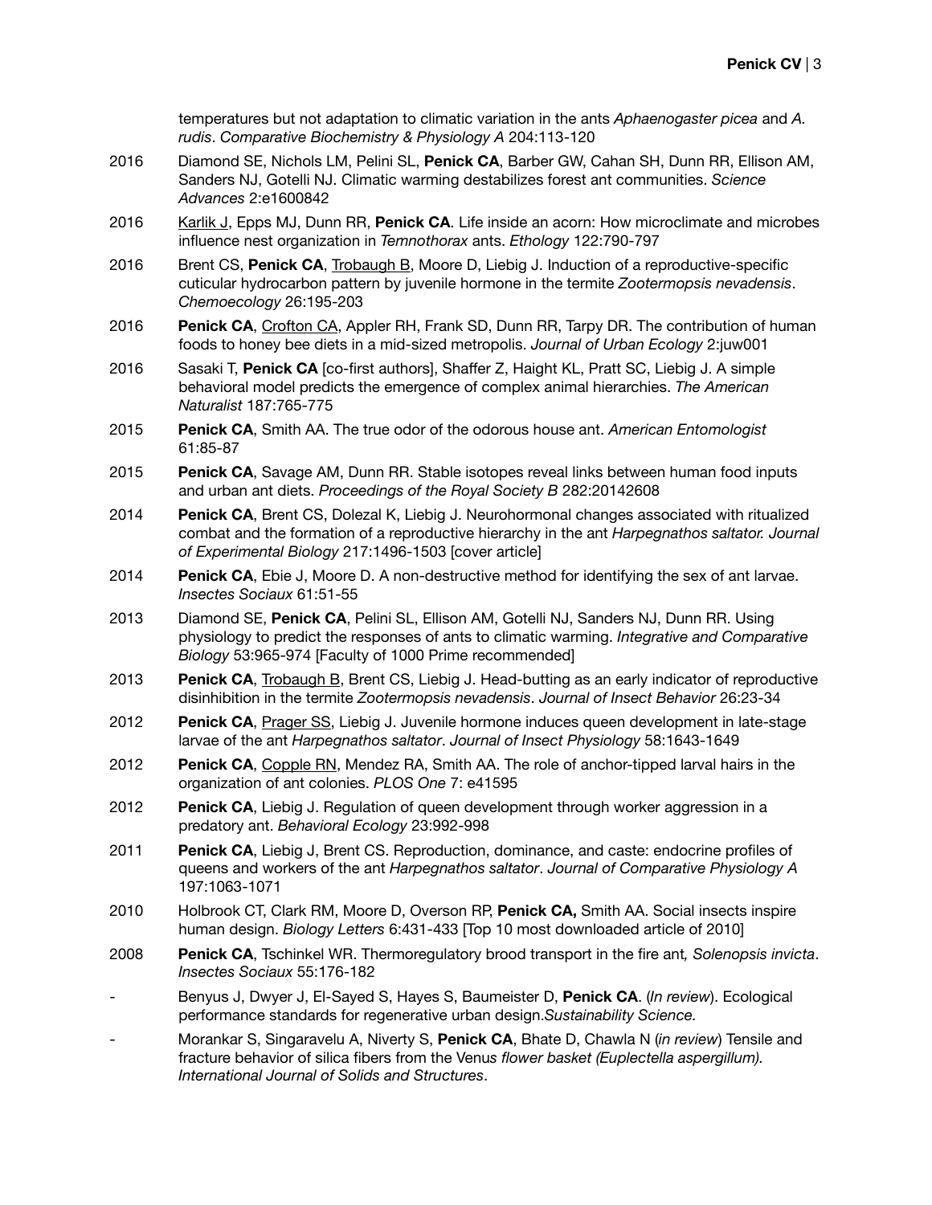temperatures but not adaptation to climatic variation in the ants *Aphaenogaster picea* and *A. rudis*. *Comparative Biochemistry & Physiology A* 204:113-120

2016 Diamond SE, Nichols LM, Pelini SL, **Penick CA**, Barber GW, Cahan SH, Dunn RR, Ellison AM, Sanders NJ, Gotelli NJ. Climatic warming destabilizes forest ant communities. *Science Advances* 2:e1600842

2016 <u>Karlik J</u>, Epps MJ, Dunn RR, **Penick CA**. Life inside an acorn: How microclimate and microbes influence nest organization in *Temnothorax* ants. *Ethology* 122:790-797

2016 Brent CS, **Penick CA**, <u>Trobaugh B</u>, Moore D, Liebig J. Induction of a reproductive-specific cuticular hydrocarbon pattern by juvenile hormone in the termite *Zootermopsis nevadensis*. *Chemoecology* 26:195-203

2016 **Penick CA**, <u>Crofton CA</u>, Appler RH, Frank SD, Dunn RR, Tarpy DR. The contribution of human foods to honey bee diets in a mid-sized metropolis. *Journal of Urban Ecology* 2:juw001

2016 Sasaki T, **Penick CA** [co-first authors], Shaffer Z, Haight KL, Pratt SC, Liebig J. A simple behavioral model predicts the emergence of complex animal hierarchies. *The American Naturalist* 187:765-775

2015 **Penick CA**, Smith AA. The true odor of the odorous house ant. *American Entomologist* 61:85-87

2015 **Penick CA**, Savage AM, Dunn RR. Stable isotopes reveal links between human food inputs and urban ant diets. *Proceedings of the Royal Society B* 282:20142608

2014 **Penick CA**, Brent CS, Dolezal K, Liebig J. Neurohormonal changes associated with ritualized combat and the formation of a reproductive hierarchy in the ant *Harpegnathos saltator. Journal of Experimental Biology* 217:1496-1503 [cover article]

2014 **Penick CA**, Ebie J, Moore D. A non-destructive method for identifying the sex of ant larvae. *Insectes Sociaux* 61:51-55

2013 Diamond SE, **Penick CA**, Pelini SL, Ellison AM, Gotelli NJ, Sanders NJ, Dunn RR. Using physiology to predict the responses of ants to climatic warming. *Integrative and Comparative Biology* 53:965-974 [Faculty of 1000 Prime recommended]

2013 **Penick CA**, <u>Trobaugh B</u>, Brent CS, Liebig J. Head-butting as an early indicator of reproductive disinhibition in the termite *Zootermopsis nevadensis*. *Journal of Insect Behavior* 26:23-34

2012 **Penick CA**, <u>Prager SS</u>, Liebig J. Juvenile hormone induces queen development in late-stage larvae of the ant *Harpegnathos saltator*. *Journal of Insect Physiology* 58:1643-1649

2012 **Penick CA**, <u>Copple RN</u>, Mendez RA, Smith AA. The role of anchor-tipped larval hairs in the organization of ant colonies. *PLOS One* 7: e41595

2012 **Penick CA**, Liebig J. Regulation of queen development through worker aggression in a predatory ant. *Behavioral Ecology* 23:992-998

2011 **Penick CA**, Liebig J, Brent CS. Reproduction, dominance, and caste: endocrine profiles of queens and workers of the ant *Harpegnathos saltator*. *Journal of Comparative Physiology A* 197:1063-1071

2010 Holbrook CT, Clark RM, Moore D, Overson RP, **Penick CA,** Smith AA. Social insects inspire human design. *Biology Letters* 6:431-433 [Top 10 most downloaded article of 2010]

2008 **Penick CA**, Tschinkel WR. Thermoregulatory brood transport in the fire ant*, Solenopsis invicta*. *Insectes Sociaux* 55:176-182

- Benyus J, Dwyer J, El-Sayed S, Hayes S, Baumeister D, **Penick CA**. (*In review*). Ecological performance standards for regenerative urban design.*Sustainability Science.*

- Morankar S, Singaravelu A, Niverty S, **Penick CA**, Bhate D, Chawla N (*in review*) Tensile and fracture behavior of silica fibers from the Venus *flower basket (Euplectella aspergillum). International Journal of Solids and Structures*.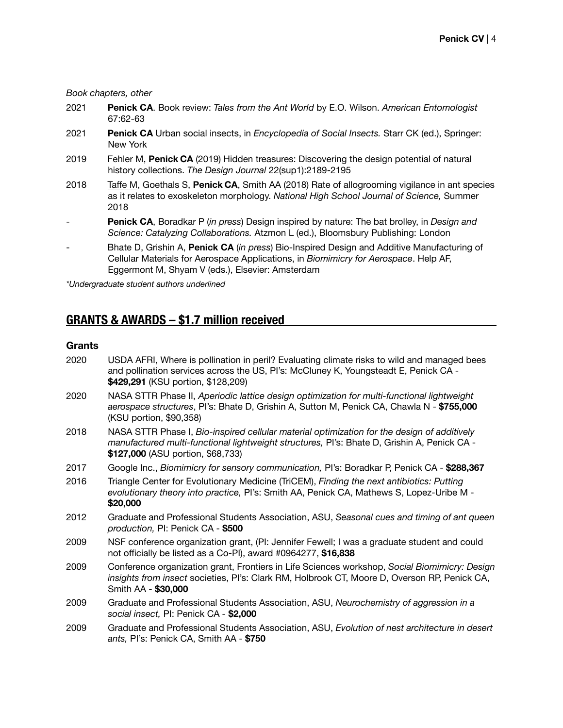*Book chapters, other*

- 2021 **Penick CA**. Book review: *Tales from the Ant World* by E.O. Wilson. *American Entomologist* 67:62-63
- 2021 **Penick CA** Urban social insects, in *Encyclopedia of Social Insects.* Starr CK (ed.), Springer: New York
- 2019 Fehler M, **Penick CA** (2019) Hidden treasures: Discovering the design potential of natural history collections. *The Design Journal* 22(sup1):2189-2195
- 2018 <u>Taffe M</u>, Goethals S, **Penick CA**, Smith AA (2018) Rate of allogrooming vigilance in ant species as it relates to exoskeleton morphology. *National High School Journal of Science,* Summer 2018
- \- **Penick CA**, Boradkar P (*in press*) Design inspired by nature: The bat brolley, in *Design and Science: Catalyzing Collaborations.* Atzmon L (ed.), Bloomsbury Publishing: London
- \- Bhate D, Grishin A, **Penick CA** (*in press*) Bio-Inspired Design and Additive Manufacturing of Cellular Materials for Aerospace Applications, in *Biomimicry for Aerospace*. Help AF, Eggermont M, Shyam V (eds.), Elsevier: Amsterdam

*\*Undergraduate student authors underlined*

## GRANTS & AWARDS – $1.7 million received

### Grants

- 2020 USDA AFRI, Where is pollination in peril? Evaluating climate risks to wild and managed bees and pollination services across the US, PI's: McCluney K, Youngsteadt E, Penick CA - **$429,291** (KSU portion, $128,209)
- 2020 NASA STTR Phase II, *Aperiodic lattice design optimization for multi-functional lightweight aerospace structures*, PI's: Bhate D, Grishin A, Sutton M, Penick CA, Chawla N - **$755,000** (KSU portion, $90,358)
- 2018 NASA STTR Phase I, *Bio-inspired cellular material optimization for the design of additively manufactured multi-functional lightweight structures,* PI's: Bhate D, Grishin A, Penick CA - **$127,000** (ASU portion, $68,733)
- 2017 Google Inc., *Biomimicry for sensory communication,* PI's: Boradkar P, Penick CA - **$288,367**
- 2016 Triangle Center for Evolutionary Medicine (TriCEM), *Finding the next antibiotics: Putting evolutionary theory into practice,* PI's: Smith AA, Penick CA, Mathews S, Lopez-Uribe M - **$20,000**
- 2012 Graduate and Professional Students Association, ASU, *Seasonal cues and timing of ant queen production,* PI: Penick CA - **$500**
- 2009 NSF conference organization grant, (PI: Jennifer Fewell; I was a graduate student and could not officially be listed as a Co-PI), award #0964277, **$16,838**
- 2009 Conference organization grant, Frontiers in Life Sciences workshop, *Social Biomimicry: Design insights from insect* societies, PI's: Clark RM, Holbrook CT, Moore D, Overson RP, Penick CA, Smith AA - **$30,000**
- 2009 Graduate and Professional Students Association, ASU, *Neurochemistry of aggression in a social insect,* PI: Penick CA - **$2,000**
- 2009 Graduate and Professional Students Association, ASU, *Evolution of nest architecture in desert ants,* PI's: Penick CA, Smith AA - **$750**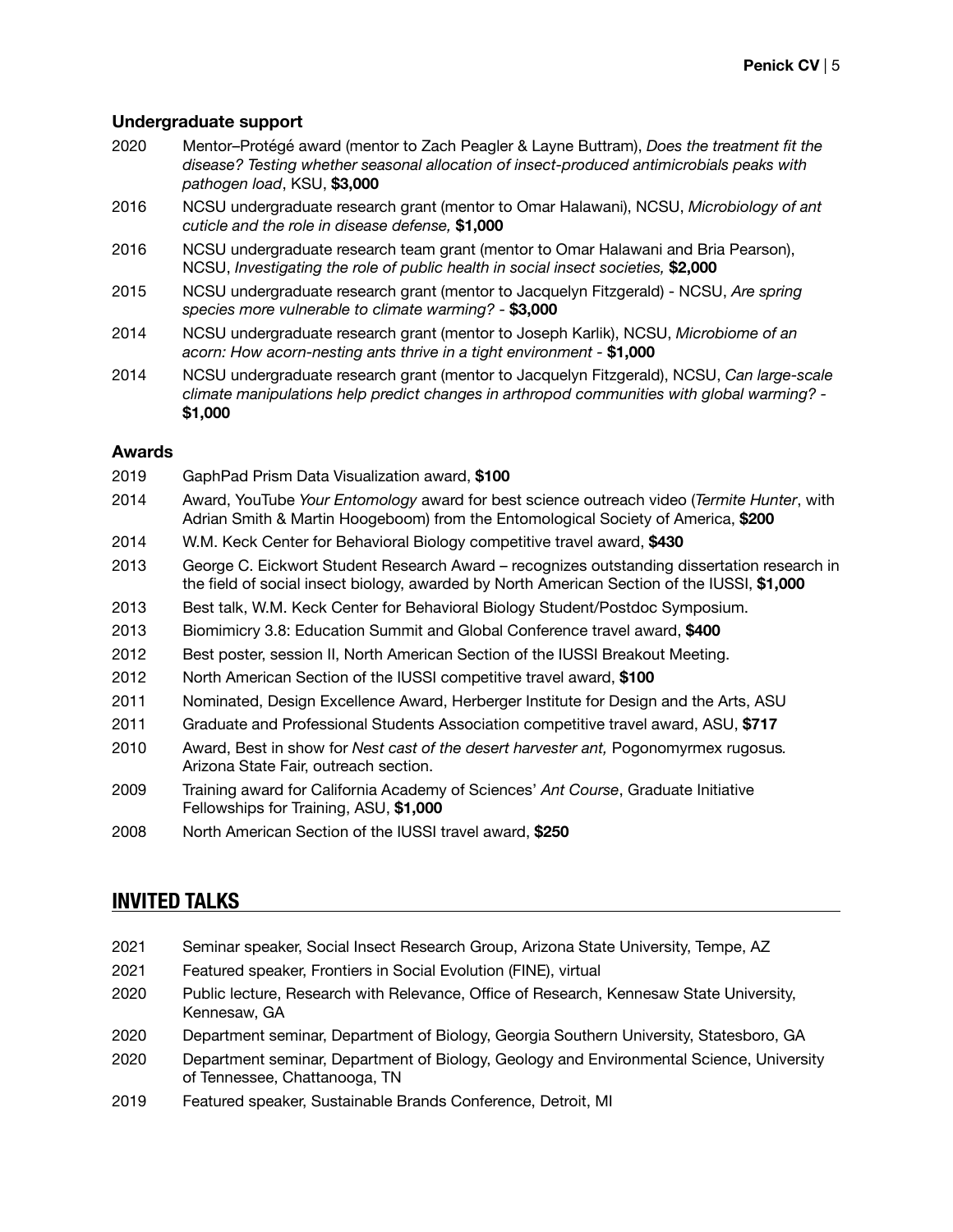### Undergraduate support

2020 Mentor–Protégé award (mentor to Zach Peagler & Layne Buttram), *Does the treatment fit the disease? Testing whether seasonal allocation of insect-produced antimicrobials peaks with pathogen load*, KSU, **$3,000**

2016 NCSU undergraduate research grant (mentor to Omar Halawani), NCSU, *Microbiology of ant cuticle and the role in disease defense,* **$1,000**

2016 NCSU undergraduate research team grant (mentor to Omar Halawani and Bria Pearson), NCSU, *Investigating the role of public health in social insect societies,* **$2,000**

2015 NCSU undergraduate research grant (mentor to Jacquelyn Fitzgerald) - NCSU, *Are spring species more vulnerable to climate warming?* - **$3,000**

2014 NCSU undergraduate research grant (mentor to Joseph Karlik), NCSU, *Microbiome of an acorn: How acorn-nesting ants thrive in a tight environment* - **$1,000**

2014 NCSU undergraduate research grant (mentor to Jacquelyn Fitzgerald), NCSU, *Can large-scale climate manipulations help predict changes in arthropod communities with global warming?* - **$1,000**

### Awards

2019 GaphPad Prism Data Visualization award, **$100**

2014 Award, YouTube *Your Entomology* award for best science outreach video (*Termite Hunter*, with Adrian Smith & Martin Hoogeboom) from the Entomological Society of America, **$200**

2014 W.M. Keck Center for Behavioral Biology competitive travel award, **$430**

2013 George C. Eickwort Student Research Award – recognizes outstanding dissertation research in the field of social insect biology, awarded by North American Section of the IUSSI, **$1,000**

2013 Best talk, W.M. Keck Center for Behavioral Biology Student/Postdoc Symposium.

2013 Biomimicry 3.8: Education Summit and Global Conference travel award, **$400**

2012 Best poster, session II, North American Section of the IUSSI Breakout Meeting.

2012 North American Section of the IUSSI competitive travel award, **$100**

2011 Nominated, Design Excellence Award, Herberger Institute for Design and the Arts, ASU

2011 Graduate and Professional Students Association competitive travel award, ASU, **$717**

2010 Award, Best in show for *Nest cast of the desert harvester ant,* Pogonomyrmex rugosus*.* Arizona State Fair, outreach section.

2009 Training award for California Academy of Sciences' *Ant Course*, Graduate Initiative Fellowships for Training, ASU, **$1,000**

2008 North American Section of the IUSSI travel award, **$250**

## INVITED TALKS

2021 Seminar speaker, Social Insect Research Group, Arizona State University, Tempe, AZ

2021 Featured speaker, Frontiers in Social Evolution (FINE), virtual

2020 Public lecture, Research with Relevance, Office of Research, Kennesaw State University, Kennesaw, GA

2020 Department seminar, Department of Biology, Georgia Southern University, Statesboro, GA

2020 Department seminar, Department of Biology, Geology and Environmental Science, University of Tennessee, Chattanooga, TN

2019 Featured speaker, Sustainable Brands Conference, Detroit, MI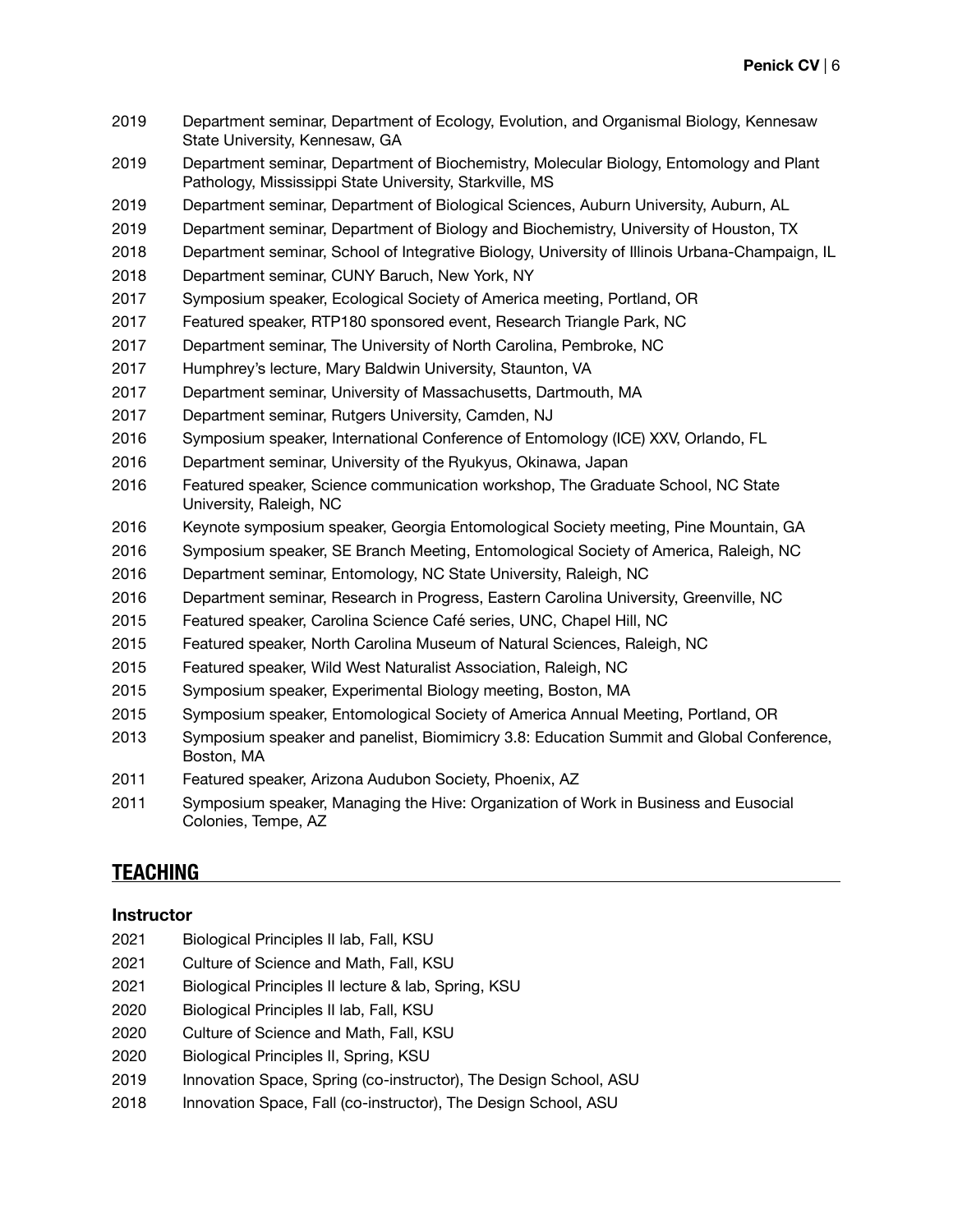2019 Department seminar, Department of Ecology, Evolution, and Organismal Biology, Kennesaw State University, Kennesaw, GA

2019 Department seminar, Department of Biochemistry, Molecular Biology, Entomology and Plant Pathology, Mississippi State University, Starkville, MS

2019 Department seminar, Department of Biological Sciences, Auburn University, Auburn, AL

2019 Department seminar, Department of Biology and Biochemistry, University of Houston, TX

2018 Department seminar, School of Integrative Biology, University of Illinois Urbana-Champaign, IL

2018 Department seminar, CUNY Baruch, New York, NY

2017 Symposium speaker, Ecological Society of America meeting, Portland, OR

2017 Featured speaker, RTP180 sponsored event, Research Triangle Park, NC

2017 Department seminar, The University of North Carolina, Pembroke, NC

2017 Humphrey's lecture, Mary Baldwin University, Staunton, VA

2017 Department seminar, University of Massachusetts, Dartmouth, MA

2017 Department seminar, Rutgers University, Camden, NJ

2016 Symposium speaker, International Conference of Entomology (ICE) XXV, Orlando, FL

2016 Department seminar, University of the Ryukyus, Okinawa, Japan

2016 Featured speaker, Science communication workshop, The Graduate School, NC State University, Raleigh, NC

2016 Keynote symposium speaker, Georgia Entomological Society meeting, Pine Mountain, GA

2016 Symposium speaker, SE Branch Meeting, Entomological Society of America, Raleigh, NC

2016 Department seminar, Entomology, NC State University, Raleigh, NC

2016 Department seminar, Research in Progress, Eastern Carolina University, Greenville, NC

2015 Featured speaker, Carolina Science Café series, UNC, Chapel Hill, NC

2015 Featured speaker, North Carolina Museum of Natural Sciences, Raleigh, NC

2015 Featured speaker, Wild West Naturalist Association, Raleigh, NC

2015 Symposium speaker, Experimental Biology meeting, Boston, MA

2015 Symposium speaker, Entomological Society of America Annual Meeting, Portland, OR

2013 Symposium speaker and panelist, Biomimicry 3.8: Education Summit and Global Conference, Boston, MA

2011 Featured speaker, Arizona Audubon Society, Phoenix, AZ

2011 Symposium speaker, Managing the Hive: Organization of Work in Business and Eusocial Colonies, Tempe, AZ

## TEACHING

### Instructor

2021 Biological Principles II lab, Fall, KSU

2021 Culture of Science and Math, Fall, KSU

2021 Biological Principles II lecture & lab, Spring, KSU

2020 Biological Principles II lab, Fall, KSU

2020 Culture of Science and Math, Fall, KSU

2020 Biological Principles II, Spring, KSU

2019 Innovation Space, Spring (co-instructor), The Design School, ASU

2018 Innovation Space, Fall (co-instructor), The Design School, ASU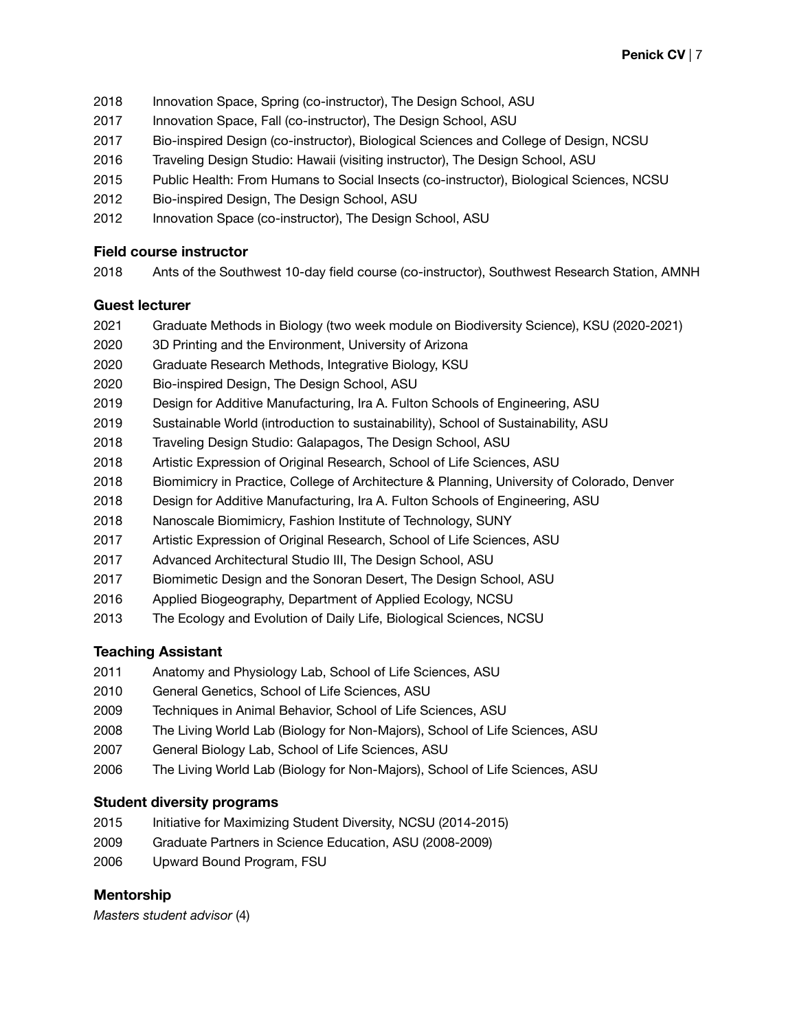2018 Innovation Space, Spring (co-instructor), The Design School, ASU
2017 Innovation Space, Fall (co-instructor), The Design School, ASU
2017 Bio-inspired Design (co-instructor), Biological Sciences and College of Design, NCSU
2016 Traveling Design Studio: Hawaii (visiting instructor), The Design School, ASU
2015 Public Health: From Humans to Social Insects (co-instructor), Biological Sciences, NCSU
2012 Bio-inspired Design, The Design School, ASU
2012 Innovation Space (co-instructor), The Design School, ASU

### Field course instructor

2018 Ants of the Southwest 10-day field course (co-instructor), Southwest Research Station, AMNH

### Guest lecturer

2021 Graduate Methods in Biology (two week module on Biodiversity Science), KSU (2020-2021)
2020 3D Printing and the Environment, University of Arizona
2020 Graduate Research Methods, Integrative Biology, KSU
2020 Bio-inspired Design, The Design School, ASU
2019 Design for Additive Manufacturing, Ira A. Fulton Schools of Engineering, ASU
2019 Sustainable World (introduction to sustainability), School of Sustainability, ASU
2018 Traveling Design Studio: Galapagos, The Design School, ASU
2018 Artistic Expression of Original Research, School of Life Sciences, ASU
2018 Biomimicry in Practice, College of Architecture & Planning, University of Colorado, Denver
2018 Design for Additive Manufacturing, Ira A. Fulton Schools of Engineering, ASU
2018 Nanoscale Biomimicry, Fashion Institute of Technology, SUNY
2017 Artistic Expression of Original Research, School of Life Sciences, ASU
2017 Advanced Architectural Studio III, The Design School, ASU
2017 Biomimetic Design and the Sonoran Desert, The Design School, ASU
2016 Applied Biogeography, Department of Applied Ecology, NCSU
2013 The Ecology and Evolution of Daily Life, Biological Sciences, NCSU

### Teaching Assistant

2011 Anatomy and Physiology Lab, School of Life Sciences, ASU
2010 General Genetics, School of Life Sciences, ASU
2009 Techniques in Animal Behavior, School of Life Sciences, ASU
2008 The Living World Lab (Biology for Non-Majors), School of Life Sciences, ASU
2007 General Biology Lab, School of Life Sciences, ASU
2006 The Living World Lab (Biology for Non-Majors), School of Life Sciences, ASU

### Student diversity programs

2015 Initiative for Maximizing Student Diversity, NCSU (2014-2015)
2009 Graduate Partners in Science Education, ASU (2008-2009)
2006 Upward Bound Program, FSU

### Mentorship

*Masters student advisor* (4)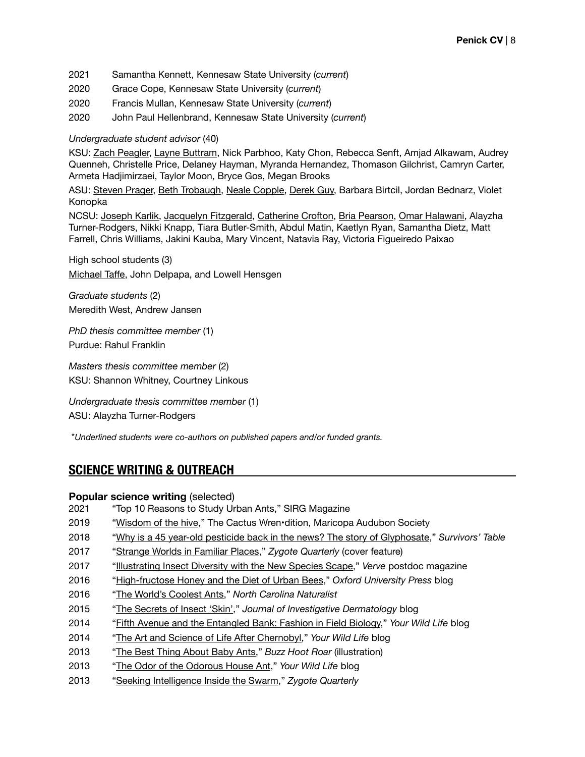2021 Samantha Kennett, Kennesaw State University (*current*)

2020 Grace Cope, Kennesaw State University (*current*)

2020 Francis Mullan, Kennesaw State University (*current*)

2020 John Paul Hellenbrand, Kennesaw State University (*current*)

*Undergraduate student advisor* (40)

KSU: <u>Zach Peagler</u>, <u>Layne Buttram</u>, Nick Parbhoo, Katy Chon, Rebecca Senft, Amjad Alkawam, Audrey Quenneh, Christelle Price, Delaney Hayman, Myranda Hernandez, Thomason Gilchrist, Camryn Carter, Armeta Hadjimirzaei, Taylor Moon, Bryce Gos, Megan Brooks

ASU: <u>Steven Prager</u>, <u>Beth Trobaugh</u>, <u>Neale Copple</u>, <u>Derek Guy</u>, Barbara Birtcil, Jordan Bednarz, Violet Konopka

NCSU: <u>Joseph Karlik</u>, <u>Jacquelyn Fitzgerald</u>, <u>Catherine Crofton</u>, <u>Bria Pearson</u>, <u>Omar Halawani</u>, Alayzha Turner-Rodgers, Nikki Knapp, Tiara Butler-Smith, Abdul Matin, Kaetlyn Ryan, Samantha Dietz, Matt Farrell, Chris Williams, Jakini Kauba, Mary Vincent, Natavia Ray, Victoria Figueiredo Paixao

High school students (3)

<u>Michael Taffe</u>, John Delpapa, and Lowell Hensgen

*Graduate students* (2)

Meredith West, Andrew Jansen

*PhD thesis committee member* (1)

Purdue: Rahul Franklin

*Masters thesis committee member* (2)

KSU: Shannon Whitney, Courtney Linkous

*Undergraduate thesis committee member* (1)

ASU: Alayzha Turner-Rodgers

*\*Underlined students were co-authors on published papers and/or funded grants.*

## SCIENCE WRITING & OUTREACH

**Popular science writing** (selected)

2021 "Top 10 Reasons to Study Urban Ants," SIRG Magazine

2019 "<u>Wisdom of the hive</u>," The Cactus Wren•dition, Maricopa Audubon Society

2018 "<u>Why is a 45 year-old pesticide back in the news? The story of Glyphosate</u>," *Survivors' Table*

2017 "<u>Strange Worlds in Familiar Places</u>," *Zygote Quarterly* (cover feature)

2017 "<u>Illustrating Insect Diversity with the New Species Scape</u>," *Verve* postdoc magazine

2016 "<u>High-fructose Honey and the Diet of Urban Bees</u>," *Oxford University Press* blog

2016 "<u>The World's Coolest Ants</u>," *North Carolina Naturalist*

2015 "<u>The Secrets of Insect 'Skin'</u>," *Journal of Investigative Dermatology* blog

2014 "<u>Fifth Avenue and the Entangled Bank: Fashion in Field Biology</u>," *Your Wild Life* blog

2014 "<u>The Art and Science of Life After Chernobyl</u>," *Your Wild Life* blog

2013 "<u>The Best Thing About Baby Ants</u>," *Buzz Hoot Roar* (illustration)

2013 "<u>The Odor of the Odorous House Ant</u>," *Your Wild Life* blog

2013 "<u>Seeking Intelligence Inside the Swarm</u>," *Zygote Quarterly*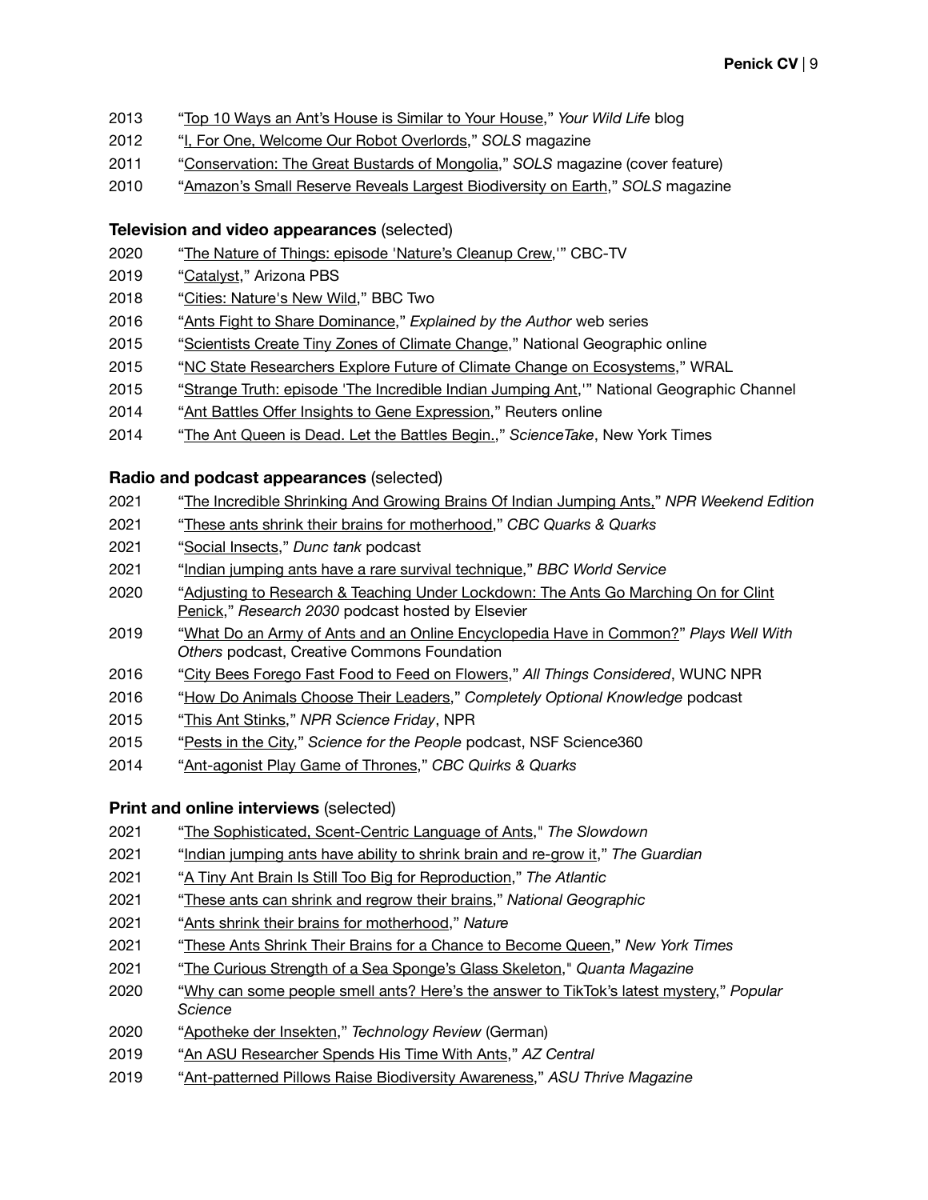2013 "Top 10 Ways an Ant's House is Similar to Your House," *Your Wild Life* blog

2012 "I, For One, Welcome Our Robot Overlords," *SOLS* magazine

2011 "Conservation: The Great Bustards of Mongolia," *SOLS* magazine (cover feature)

2010 "Amazon's Small Reserve Reveals Largest Biodiversity on Earth," *SOLS* magazine

**Television and video appearances** (selected)

2020 "The Nature of Things: episode 'Nature's Cleanup Crew,'" CBC-TV

2019 "Catalyst," Arizona PBS

2018 "Cities: Nature's New Wild," BBC Two

2016 "Ants Fight to Share Dominance," *Explained by the Author* web series

2015 "Scientists Create Tiny Zones of Climate Change," National Geographic online

2015 "NC State Researchers Explore Future of Climate Change on Ecosystems," WRAL

2015 "Strange Truth: episode 'The Incredible Indian Jumping Ant,'" National Geographic Channel

2014 "Ant Battles Offer Insights to Gene Expression," Reuters online

2014 "The Ant Queen is Dead. Let the Battles Begin.," *ScienceTake*, New York Times

**Radio and podcast appearances** (selected)

2021 "The Incredible Shrinking And Growing Brains Of Indian Jumping Ants," *NPR Weekend Edition*

2021 "These ants shrink their brains for motherhood," *CBC Quarks & Quarks*

2021 "Social Insects," *Dunc tank* podcast

2021 "Indian jumping ants have a rare survival technique," *BBC World Service*

2020 "Adjusting to Research & Teaching Under Lockdown: The Ants Go Marching On for Clint Penick," *Research 2030* podcast hosted by Elsevier

2019 "What Do an Army of Ants and an Online Encyclopedia Have in Common?" *Plays Well With Others* podcast, Creative Commons Foundation

2016 "City Bees Forego Fast Food to Feed on Flowers," *All Things Considered*, WUNC NPR

2016 "How Do Animals Choose Their Leaders," *Completely Optional Knowledge* podcast

2015 "This Ant Stinks," *NPR Science Friday*, NPR

2015 "Pests in the City," *Science for the People* podcast, NSF Science360

2014 "Ant-agonist Play Game of Thrones," *CBC Quirks & Quarks*

**Print and online interviews** (selected)

2021 "The Sophisticated, Scent-Centric Language of Ants," *The Slowdown*

2021 "Indian jumping ants have ability to shrink brain and re-grow it," *The Guardian*

2021 "A Tiny Ant Brain Is Still Too Big for Reproduction," *The Atlantic*

2021 "These ants can shrink and regrow their brains," *National Geographic*

2021 "Ants shrink their brains for motherhood," *Nature*

2021 "These Ants Shrink Their Brains for a Chance to Become Queen," *New York Times*

2021 "The Curious Strength of a Sea Sponge's Glass Skeleton," *Quanta Magazine*

2020 "Why can some people smell ants? Here's the answer to TikTok's latest mystery," *Popular Science*

2020 "Apotheke der Insekten," *Technology Review* (German)

2019 "An ASU Researcher Spends His Time With Ants," *AZ Central*

2019 "Ant-patterned Pillows Raise Biodiversity Awareness," *ASU Thrive Magazine*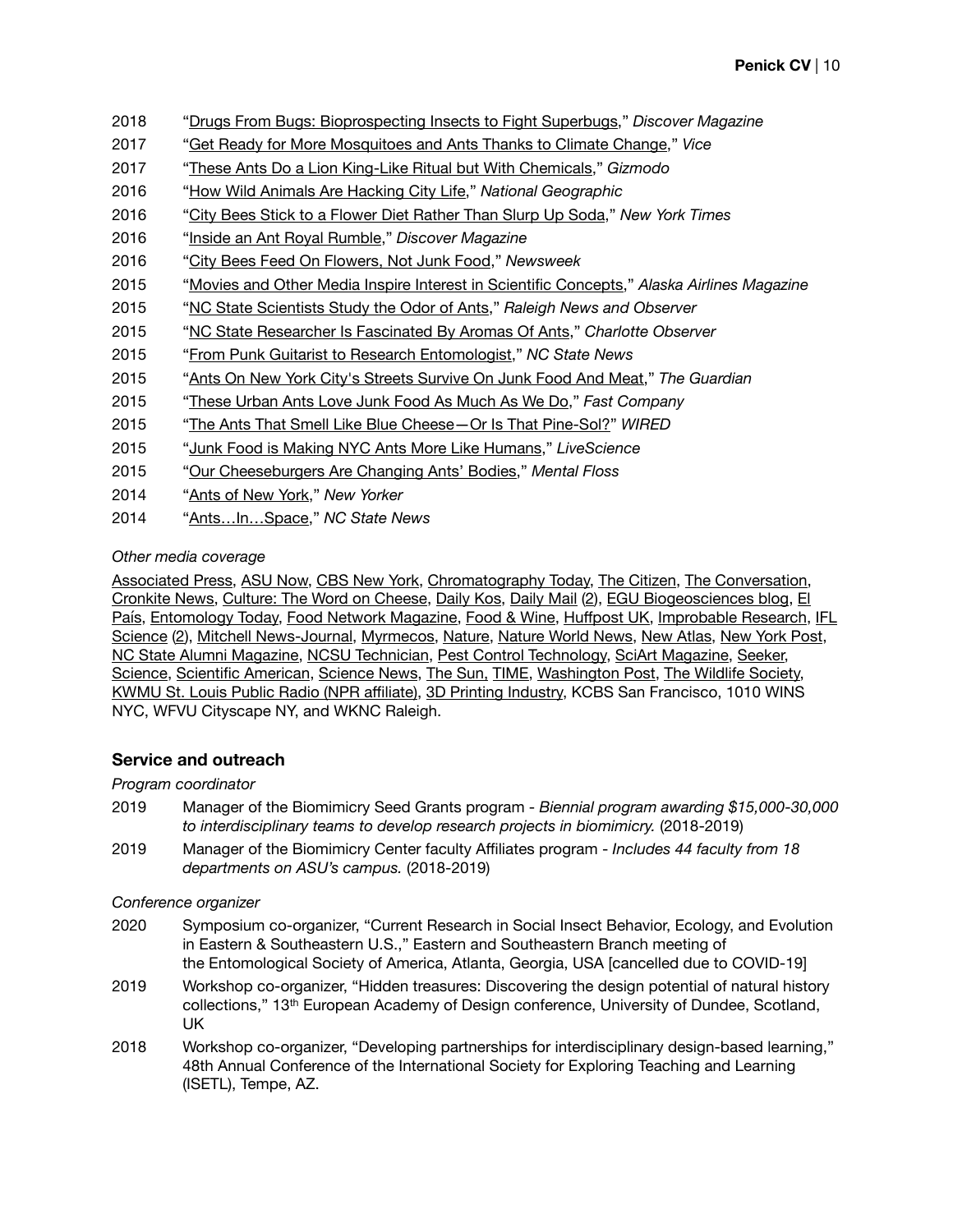2018 "Drugs From Bugs: Bioprospecting Insects to Fight Superbugs," *Discover Magazine*

2017 "Get Ready for More Mosquitoes and Ants Thanks to Climate Change," *Vice*

2017 "These Ants Do a Lion King-Like Ritual but With Chemicals," *Gizmodo*

2016 "How Wild Animals Are Hacking City Life," *National Geographic*

2016 "City Bees Stick to a Flower Diet Rather Than Slurp Up Soda," *New York Times*

2016 "Inside an Ant Royal Rumble," *Discover Magazine*

2016 "City Bees Feed On Flowers, Not Junk Food," *Newsweek*

2015 "Movies and Other Media Inspire Interest in Scientific Concepts," *Alaska Airlines Magazine*

2015 "NC State Scientists Study the Odor of Ants," *Raleigh News and Observer*

2015 "NC State Researcher Is Fascinated By Aromas Of Ants," *Charlotte Observer*

2015 "From Punk Guitarist to Research Entomologist," *NC State News*

2015 "Ants On New York City's Streets Survive On Junk Food And Meat," *The Guardian*

2015 "These Urban Ants Love Junk Food As Much As We Do," *Fast Company*

2015 "The Ants That Smell Like Blue Cheese—Or Is That Pine-Sol?" *WIRED*

2015 "Junk Food is Making NYC Ants More Like Humans," *LiveScience*

2015 "Our Cheeseburgers Are Changing Ants' Bodies," *Mental Floss*

2014 "Ants of New York," *New Yorker*

2014 "Ants…In…Space," *NC State News*

*Other media coverage*

Associated Press, ASU Now, CBS New York, Chromatography Today, The Citizen, The Conversation, Cronkite News, Culture: The Word on Cheese, Daily Kos, Daily Mail (2), EGU Biogeosciences blog, El País, Entomology Today, Food Network Magazine, Food & Wine, Huffpost UK, Improbable Research, IFL Science (2), Mitchell News-Journal, Myrmecos, Nature, Nature World News, New Atlas, New York Post, NC State Alumni Magazine, NCSU Technician, Pest Control Technology, SciArt Magazine, Seeker, Science, Scientific American, Science News, The Sun, TIME, Washington Post, The Wildlife Society, KWMU St. Louis Public Radio (NPR affiliate), 3D Printing Industry, KCBS San Francisco, 1010 WINS NYC, WFVU Cityscape NY, and WKNC Raleigh.

## Service and outreach

*Program coordinator*

2019 Manager of the Biomimicry Seed Grants program - *Biennial program awarding $15,000-30,000 to interdisciplinary teams to develop research projects in biomimicry.* (2018-2019)

2019 Manager of the Biomimicry Center faculty Affiliates program - *Includes 44 faculty from 18 departments on ASU's campus.* (2018-2019)

*Conference organizer*

2020 Symposium co-organizer, "Current Research in Social Insect Behavior, Ecology, and Evolution in Eastern & Southeastern U.S.," Eastern and Southeastern Branch meeting of the Entomological Society of America, Atlanta, Georgia, USA [cancelled due to COVID-19]

2019 Workshop co-organizer, "Hidden treasures: Discovering the design potential of natural history collections," 13th European Academy of Design conference, University of Dundee, Scotland, UK

2018 Workshop co-organizer, "Developing partnerships for interdisciplinary design-based learning," 48th Annual Conference of the International Society for Exploring Teaching and Learning (ISETL), Tempe, AZ.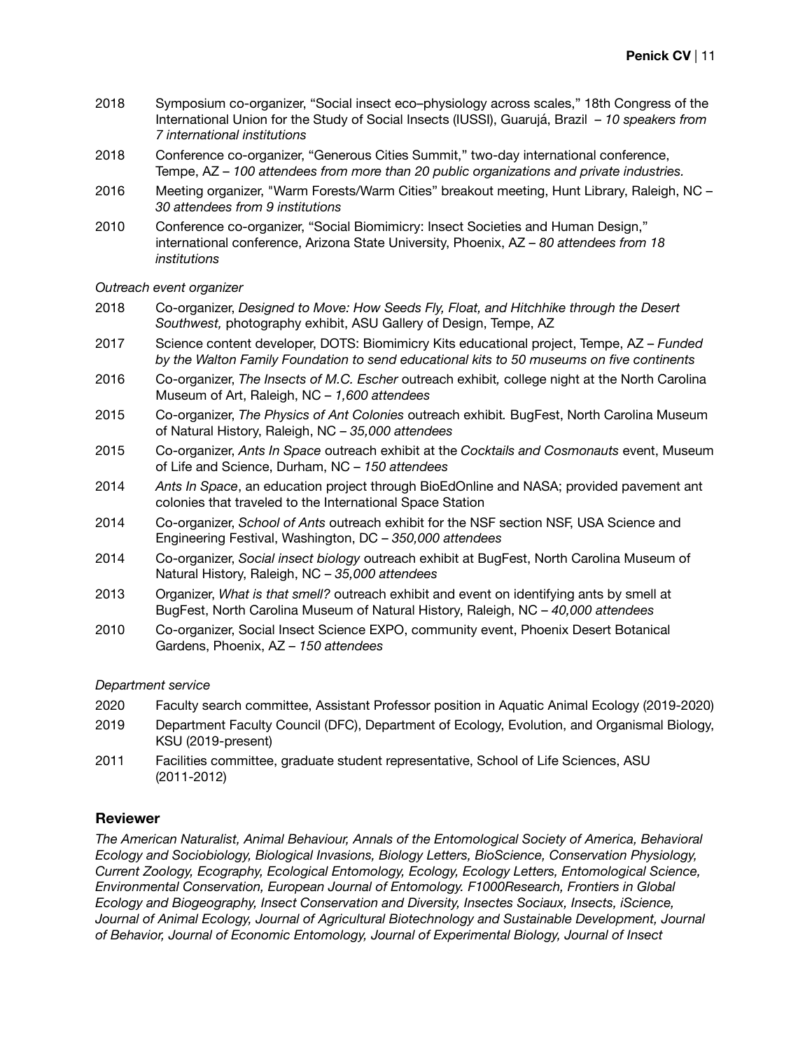2018 Symposium co-organizer, "Social insect eco–physiology across scales," 18th Congress of the International Union for the Study of Social Insects (IUSSI), Guarujá, Brazil *– 10 speakers from 7 international institutions*

2018 Conference co-organizer, "Generous Cities Summit," two-day international conference, Tempe, AZ – *100 attendees from more than 20 public organizations and private industries.*

2016 Meeting organizer, "Warm Forests/Warm Cities" breakout meeting, Hunt Library, Raleigh, NC – *30 attendees from 9 institutions*

2010 Conference co-organizer, "Social Biomimicry: Insect Societies and Human Design," international conference, Arizona State University, Phoenix, AZ – *80 attendees from 18 institutions*

*Outreach event organizer*

2018 Co-organizer, *Designed to Move: How Seeds Fly, Float, and Hitchhike through the Desert Southwest,* photography exhibit, ASU Gallery of Design, Tempe, AZ

2017 Science content developer, DOTS: Biomimicry Kits educational project, Tempe, AZ – *Funded by the Walton Family Foundation to send educational kits to 50 museums on five continents*

2016 Co-organizer, *The Insects of M.C. Escher* outreach exhibit*,* college night at the North Carolina Museum of Art, Raleigh, NC – *1,600 attendees*

2015 Co-organizer, *The Physics of Ant Colonies* outreach exhibit*.* BugFest, North Carolina Museum of Natural History, Raleigh, NC – *35,000 attendees*

2015 Co-organizer, *Ants In Space* outreach exhibit at the *Cocktails and Cosmonauts* event, Museum of Life and Science, Durham, NC – *150 attendees*

2014 *Ants In Space*, an education project through BioEdOnline and NASA; provided pavement ant colonies that traveled to the International Space Station

2014 Co-organizer, *School of Ants* outreach exhibit for the NSF section NSF, USA Science and Engineering Festival, Washington, DC – *350,000 attendees*

2014 Co-organizer, *Social insect biology* outreach exhibit at BugFest, North Carolina Museum of Natural History, Raleigh, NC – *35,000 attendees*

2013 Organizer, *What is that smell?* outreach exhibit and event on identifying ants by smell at BugFest, North Carolina Museum of Natural History, Raleigh, NC – *40,000 attendees*

2010 Co-organizer, Social Insect Science EXPO, community event, Phoenix Desert Botanical Gardens, Phoenix, AZ – *150 attendees*

*Department service*

2020 Faculty search committee, Assistant Professor position in Aquatic Animal Ecology (2019-2020)

2019 Department Faculty Council (DFC), Department of Ecology, Evolution, and Organismal Biology, KSU (2019-present)

2011 Facilities committee, graduate student representative, School of Life Sciences, ASU (2011-2012)

## Reviewer

*The American Naturalist, Animal Behaviour, Annals of the Entomological Society of America, Behavioral Ecology and Sociobiology, Biological Invasions, Biology Letters, BioScience, Conservation Physiology, Current Zoology, Ecography, Ecological Entomology, Ecology, Ecology Letters, Entomological Science, Environmental Conservation, European Journal of Entomology. F1000Research, Frontiers in Global Ecology and Biogeography, Insect Conservation and Diversity, Insectes Sociaux, Insects, iScience, Journal of Animal Ecology, Journal of Agricultural Biotechnology and Sustainable Development, Journal of Behavior, Journal of Economic Entomology, Journal of Experimental Biology, Journal of Insect*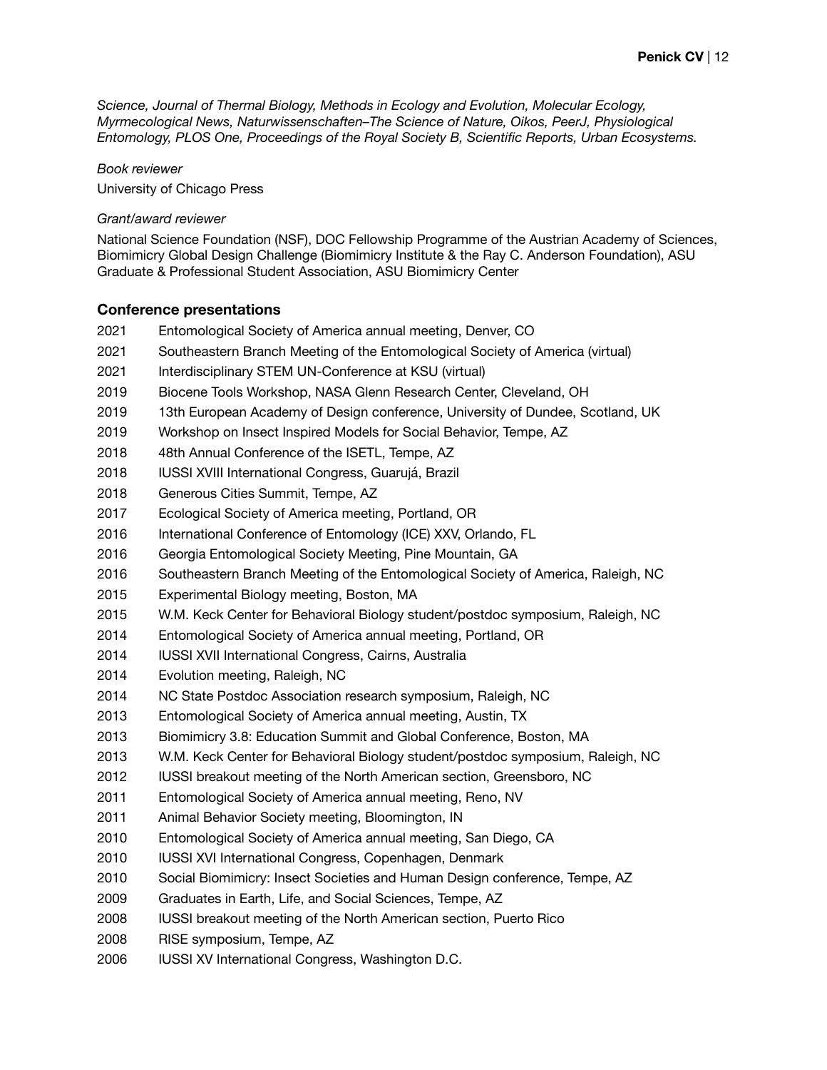*Science, Journal of Thermal Biology, Methods in Ecology and Evolution, Molecular Ecology, Myrmecological News, Naturwissenschaften–The Science of Nature, Oikos, PeerJ, Physiological Entomology, PLOS One, Proceedings of the Royal Society B, Scientific Reports, Urban Ecosystems.*

*Book reviewer*

University of Chicago Press

*Grant/award reviewer*

National Science Foundation (NSF), DOC Fellowship Programme of the Austrian Academy of Sciences, Biomimicry Global Design Challenge (Biomimicry Institute & the Ray C. Anderson Foundation), ASU Graduate & Professional Student Association, ASU Biomimicry Center

### Conference presentations

2021 Entomological Society of America annual meeting, Denver, CO
2021 Southeastern Branch Meeting of the Entomological Society of America (virtual)
2021 Interdisciplinary STEM UN-Conference at KSU (virtual)
2019 Biocene Tools Workshop, NASA Glenn Research Center, Cleveland, OH
2019 13th European Academy of Design conference, University of Dundee, Scotland, UK
2019 Workshop on Insect Inspired Models for Social Behavior, Tempe, AZ
2018 48th Annual Conference of the ISETL, Tempe, AZ
2018 IUSSI XVIII International Congress, Guarujá, Brazil
2018 Generous Cities Summit, Tempe, AZ
2017 Ecological Society of America meeting, Portland, OR
2016 International Conference of Entomology (ICE) XXV, Orlando, FL
2016 Georgia Entomological Society Meeting, Pine Mountain, GA
2016 Southeastern Branch Meeting of the Entomological Society of America, Raleigh, NC
2015 Experimental Biology meeting, Boston, MA
2015 W.M. Keck Center for Behavioral Biology student/postdoc symposium, Raleigh, NC
2014 Entomological Society of America annual meeting, Portland, OR
2014 IUSSI XVII International Congress, Cairns, Australia
2014 Evolution meeting, Raleigh, NC
2014 NC State Postdoc Association research symposium, Raleigh, NC
2013 Entomological Society of America annual meeting, Austin, TX
2013 Biomimicry 3.8: Education Summit and Global Conference, Boston, MA
2013 W.M. Keck Center for Behavioral Biology student/postdoc symposium, Raleigh, NC
2012 IUSSI breakout meeting of the North American section, Greensboro, NC
2011 Entomological Society of America annual meeting, Reno, NV
2011 Animal Behavior Society meeting, Bloomington, IN
2010 Entomological Society of America annual meeting, San Diego, CA
2010 IUSSI XVI International Congress, Copenhagen, Denmark
2010 Social Biomimicry: Insect Societies and Human Design conference, Tempe, AZ
2009 Graduates in Earth, Life, and Social Sciences, Tempe, AZ
2008 IUSSI breakout meeting of the North American section, Puerto Rico
2008 RISE symposium, Tempe, AZ
2006 IUSSI XV International Congress, Washington D.C.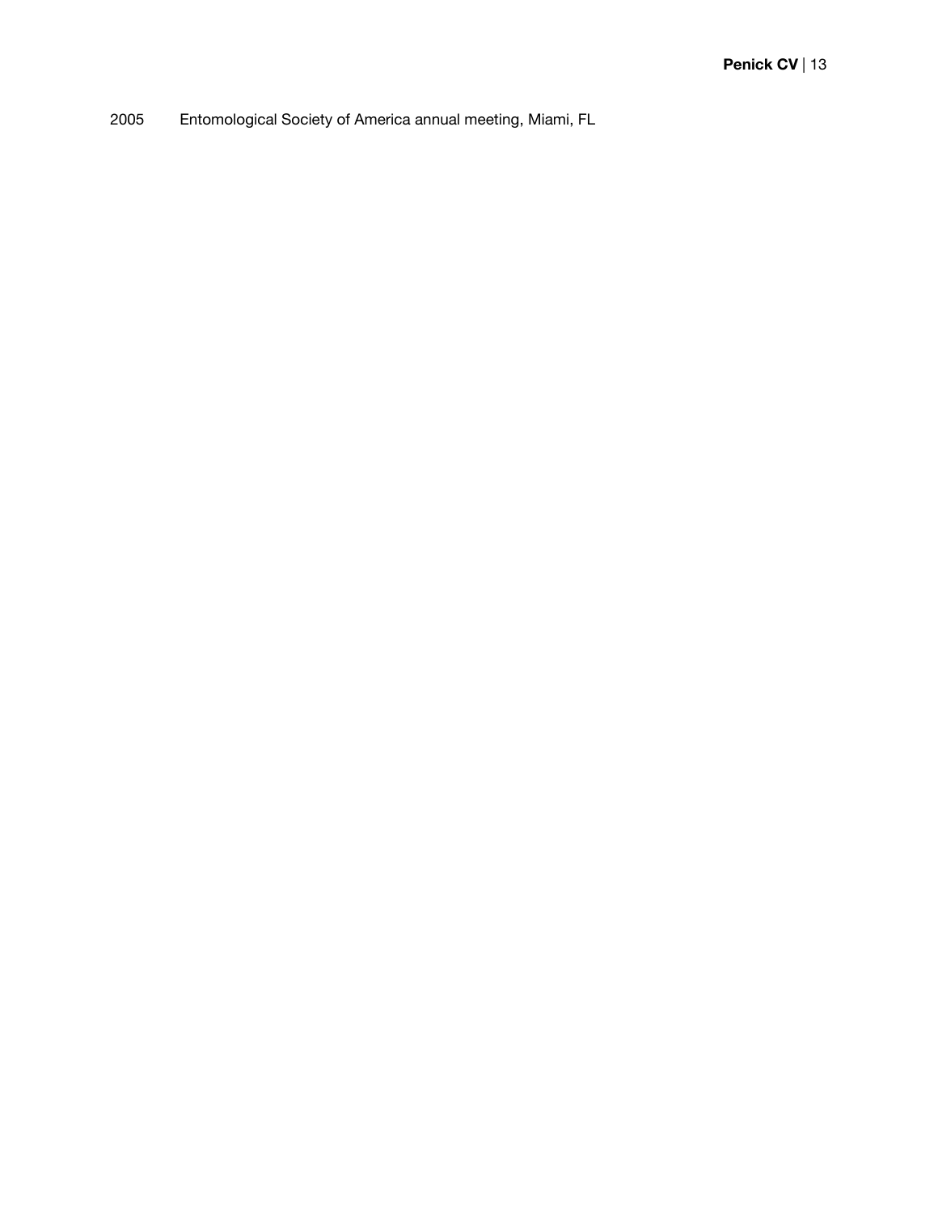2005 Entomological Society of America annual meeting, Miami, FL